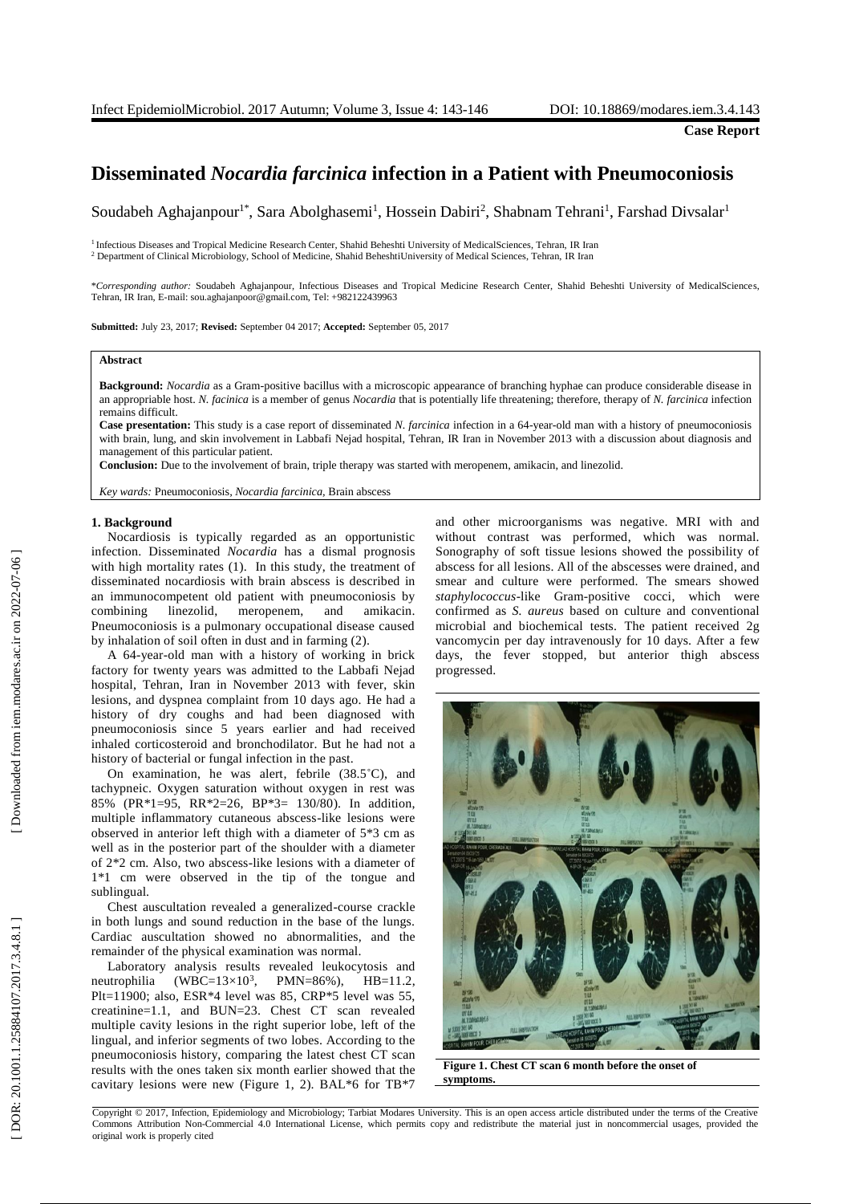**Case Report**

# Disseminated *Nocardia farcinica* infection in a Patient with Pneumoconiosis

Soudabeh Aghajanpour[1*], Sara Abolghasemi[1], Hossein Dabiri[2], Shabnam Tehrani[1], Farshad Divsalar[1]

[1] Infectious Diseases and Tropical Medicine Research Center, Shahid Beheshti University of MedicalSciences, Tehran, IR Iran
[2] Department of Clinical Microbiology, School of Medicine, Shahid BeheshtiUniversity of Medical Sciences, Tehran, IR Iran

\**Corresponding author:* Soudabeh Aghajanpour, Infectious Diseases and Tropical Medicine Research Center, Shahid Beheshti University of MedicalSciences, Tehran, IR Iran, E-mail: sou.aghajanpoor@gmail.com, Tel: +982122439963

**Submitted:** July 23, 2017; **Revised:** September 04 2017; **Accepted:** September 05, 2017

## Abstract

**Background:** *Nocardia* as a Gram-positive bacillus with a microscopic appearance of branching hyphae can produce considerable disease in an appropriable host. *N. facinica* is a member of genus *Nocardia* that is potentially life threatening; therefore, therapy of *N. farcinica* infection remains difficult.

**Case presentation:** This study is a case report of disseminated *N. farcinica* infection in a 64-year-old man with a history of pneumoconiosis with brain, lung, and skin involvement in Labbafi Nejad hospital, Tehran, IR Iran in November 2013 with a discussion about diagnosis and management of this particular patient.

**Conclusion:** Due to the involvement of brain, triple therapy was started with meropenem, amikacin, and linezolid.

*Key wards:* Pneumoconiosis, *Nocardia farcinica*, Brain abscess

## 1. Background

Nocardiosis is typically regarded as an opportunistic infection. Disseminated *Nocardia* has a dismal prognosis with high mortality rates (1). In this study, the treatment of disseminated nocardiosis with brain abscess is described in an immunocompetent old patient with pneumoconiosis by combining linezolid, meropenem, and amikacin. Pneumoconiosis is a pulmonary occupational disease caused by inhalation of soil often in dust and in farming (2).

A 64-year-old man with a history of working in brick factory for twenty years was admitted to the Labbafi Nejad hospital, Tehran, Iran in November 2013 with fever, skin lesions, and dyspnea complaint from 10 days ago. He had a history of dry coughs and had been diagnosed with pneumoconiosis since 5 years earlier and had received inhaled corticosteroid and bronchodilator. But he had not a history of bacterial or fungal infection in the past.

On examination, he was alert, febrile (38.5˚C), and tachypneic. Oxygen saturation without oxygen in rest was 85% (PR\*1=95, RR\*2=26, BP\*3= 130/80). In addition, multiple inflammatory cutaneous abscess-like lesions were observed in anterior left thigh with a diameter of 5\*3 cm as well as in the posterior part of the shoulder with a diameter of 2\*2 cm. Also, two abscess-like lesions with a diameter of 1\*1 cm were observed in the tip of the tongue and sublingual.

Chest auscultation revealed a generalized-course crackle in both lungs and sound reduction in the base of the lungs. Cardiac auscultation showed no abnormalities, and the remainder of the physical examination was normal.

Laboratory analysis results revealed leukocytosis and neutrophilia (WBC=$13\times10^3$, PMN=86%), HB=11.2, Plt=11900; also, ESR\*4 level was 85, CRP\*5 level was 55, creatinine=1.1, and BUN=23. Chest CT scan revealed multiple cavity lesions in the right superior lobe, left of the lingual, and inferior segments of two lobes. According to the pneumoconiosis history, comparing the latest chest CT scan results with the ones taken six month earlier showed that the cavitary lesions were new (Figure 1, 2). BAL\*6 for TB\*7 and other microorganisms was negative. MRI with and without contrast was performed, which was normal. Sonography of soft tissue lesions showed the possibility of abscess for all lesions. All of the abscesses were drained, and smear and culture were performed. The smears showed *staphylococcus*-like Gram-positive cocci, which were confirmed as *S. aureus* based on culture and conventional microbial and biochemical tests. The patient received 2g vancomycin per day intravenously for 10 days. After a few days, the fever stopped, but anterior thigh abscess progressed.

**Figure 1. Chest CT scan 6 month before the onset of symptoms.**

Copyright © 2017, Infection, Epidemiology and Microbiology; Tarbiat Modares University. This is an open access article distributed under the terms of the Creative Commons Attribution Non-Commercial 4.0 International License, which permits copy and redistribute the material just in noncommercial usages, provided the original work is properly cited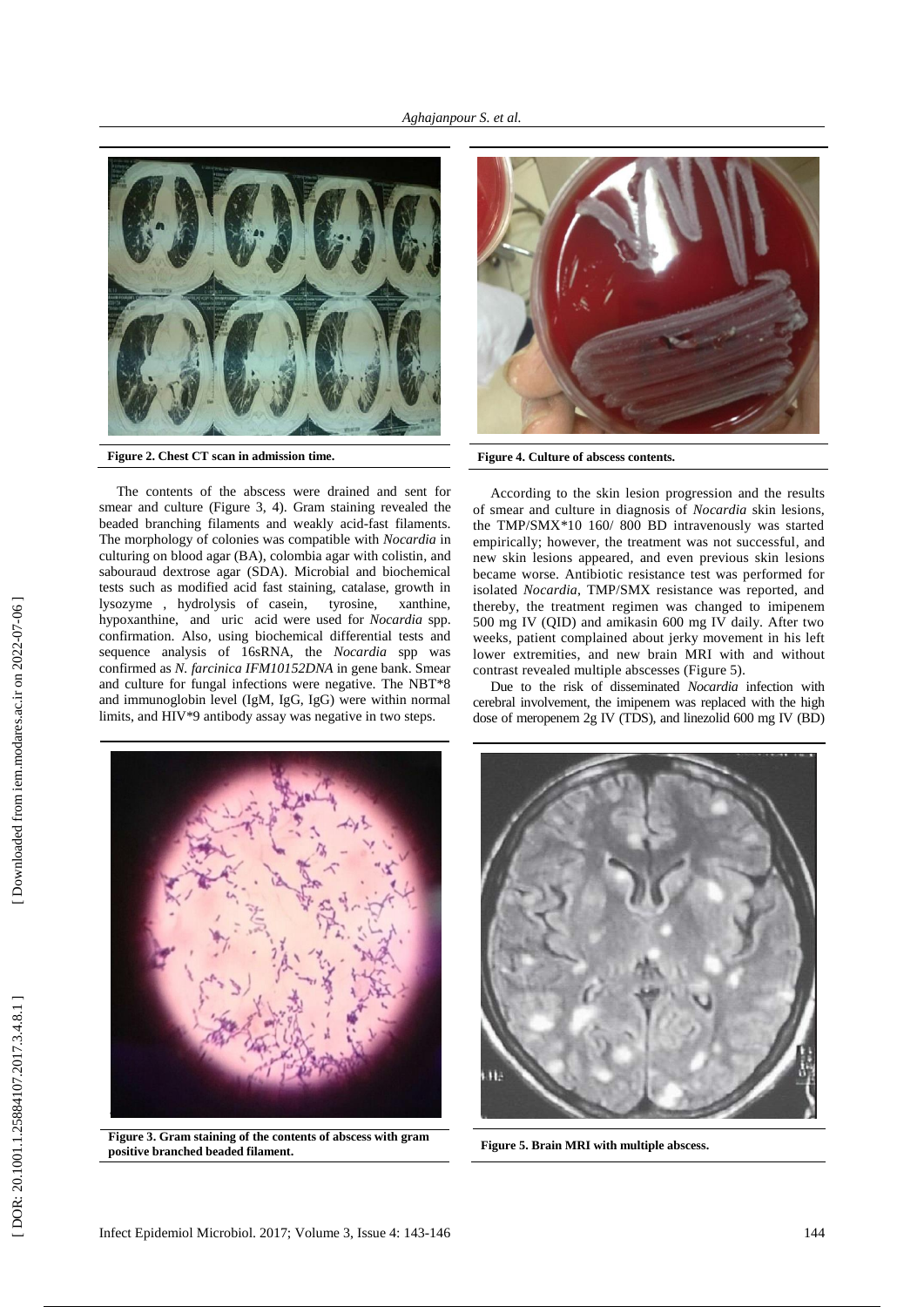Figure 2. Chest CT scan in admission time.

Figure 4. Culture of abscess contents.

The contents of the abscess were drained and sent for smear and culture (Figure 3, 4). Gram staining revealed the beaded branching filaments and weakly acid-fast filaments. The morphology of colonies was compatible with *Nocardia* in culturing on blood agar (BA), colombia agar with colistin, and sabouraud dextrose agar (SDA). Microbial and biochemical tests such as modified acid fast staining, catalase, growth in lysozyme, hydrolysis of casein, tyrosine, xanthine, hypoxanthine, and uric acid were used for *Nocardia* spp. confirmation. Also, using biochemical differential tests and sequence analysis of 16sRNA, the *Nocardia* spp was confirmed as *N. farcinica IFM10152DNA* in gene bank. Smear and culture for fungal infections were negative. The NBT*8 and immunoglobin level (IgM, IgG, IgG) were within normal limits, and HIV*9 antibody assay was negative in two steps.

According to the skin lesion progression and the results of smear and culture in diagnosis of *Nocardia* skin lesions, the TMP/SMX*10 160/ 800 BD intravenously was started empirically; however, the treatment was not successful, and new skin lesions appeared, and even previous skin lesions became worse. Antibiotic resistance test was performed for isolated *Nocardia*, TMP/SMX resistance was reported, and thereby, the treatment regimen was changed to imipenem 500 mg IV (QID) and amikasin 600 mg IV daily. After two weeks, patient complained about jerky movement in his left lower extremities, and new brain MRI with and without contrast revealed multiple abscesses (Figure 5).

Due to the risk of disseminated *Nocardia* infection with cerebral involvement, the imipenem was replaced with the high dose of meropenem 2g IV (TDS), and linezolid 600 mg IV (BD)

Figure 3. Gram staining of the contents of abscess with gram positive branched beaded filament.

Figure 5. Brain MRI with multiple abscess.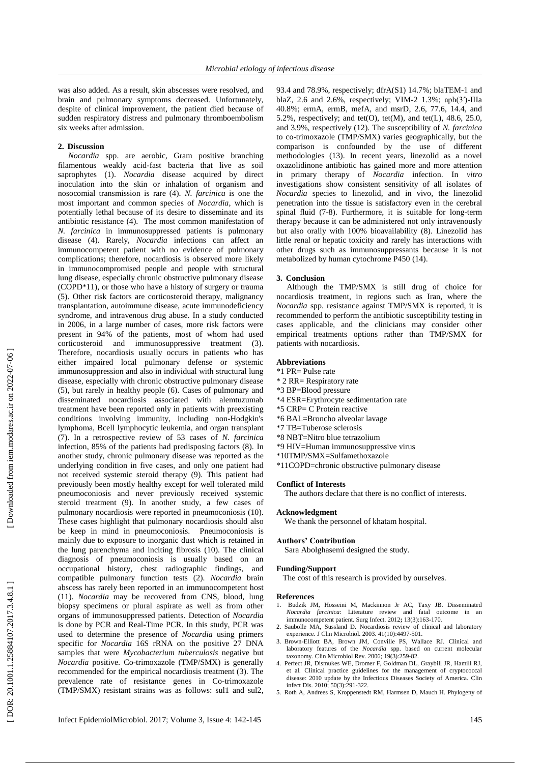was also added. As a result, skin abscesses were resolved, and brain and pulmonary symptoms decreased. Unfortunately, despite of clinical improvement, the patient died because of sudden respiratory distress and pulmonary thromboembolism six weeks after admission.

## 2. Discussion

*Nocardia* spp. are aerobic, Gram positive branching filamentous weakly acid-fast bacteria that live as soil saprophytes (1). *Nocardia* disease acquired by direct inoculation into the skin or inhalation of organism and nosocomial transmission is rare (4). *N. farcinica* is one the most important and common species of *Nocardia*, which is potentially lethal because of its desire to disseminate and its antibiotic resistance (4). The most common manifestation of *N. farcinica* in immunosuppressed patients is pulmonary disease (4). Rarely, *Nocardia* infections can affect an immunocompetent patient with no evidence of pulmonary complications; therefore, nocardiosis is observed more likely in immunocompromised people and people with structural lung disease, especially chronic obstructive pulmonary disease (COPD*11), or those who have a history of surgery or trauma (5). Other risk factors are corticosteroid therapy, malignancy transplantation, autoimmune disease, acute immunodeficiency syndrome, and intravenous drug abuse. In a study conducted in 2006, in a large number of cases, more risk factors were present in 94% of the patients, most of whom had used corticosteroid and immunosuppressive treatment (3). Therefore, nocardiosis usually occurs in patients who has either impaired local pulmonary defense or systemic immunosuppression and also in individual with structural lung disease, especially with chronic obstructive pulmonary disease (5), but rarely in healthy people (6). Cases of pulmonary and disseminated nocardiosis associated with alemtuzumab treatment have been reported only in patients with preexisting conditions involving immunity, including non-Hodgkin's lymphoma, Bcell lymphocytic leukemia, and organ transplant (7). In a retrospective review of 53 cases of *N. farcinica* infection, 85% of the patients had predisposing factors (8). In another study, chronic pulmonary disease was reported as the underlying condition in five cases, and only one patient had not received systemic steroid therapy (9). This patient had previously been mostly healthy except for well tolerated mild pneumoconiosis and never previously received systemic steroid treatment (9). In another study, a few cases of pulmonary nocardiosis were reported in pneumoconiosis (10). These cases highlight that pulmonary nocardiosis should also be keep in mind in pneumoconiosis. Pneumoconiosis is mainly due to exposure to inorganic dust which is retained in the lung parenchyma and inciting fibrosis (10). The clinical diagnosis of pneumoconiosis is usually based on an occupational history, chest radiographic findings, and compatible pulmonary function tests (2). *Nocardia* brain abscess has rarely been reported in an immunocompetent host (11). *Nocardia* may be recovered from CNS, blood, lung biopsy specimens or plural aspirate as well as from other organs of immunosuppressed patients. Detection of *Nocardia* is done by PCR and Real-Time PCR. In this study, PCR was used to determine the presence of *Nocardia* using primers specific for *Nocardia* 16S rRNA on the positive 27 DNA samples that were *Mycobacterium tuberculosis* negative but *Nocardia* positive. Co-trimoxazole (TMP/SMX) is generally recommended for the empirical nocardiosis treatment (3). The prevalence rate of resistance genes in Co-trimoxazole (TMP/SMX) resistant strains was as follows: sul1 and sul2, 93.4 and 78.9%, respectively; dfrA(S1) 14.7%; blaTEM-1 and blaZ, 2.6 and 2.6%, respectively; VIM-2 1.3%; aph(3′)-IIIa 40.8%; ermA, ermB, mefA, and msrD, 2.6, 77.6, 14.4, and 5.2%, respectively; and tet(O), tet(M), and tet(L), 48.6, 25.0, and 3.9%, respectively (12). The susceptibility of *N. farcinica* to co-trimoxazole (TMP/SMX) varies geographically, but the comparison is confounded by the use of different methodologies (13). In recent years, linezolid as a novel oxazolidinone antibiotic has gained more and more attention in primary therapy of *Nocardia* infection. In *vitro* investigations show consistent sensitivity of all isolates of *Nocardia* species to linezolid, and in vivo, the linezolid penetration into the tissue is satisfactory even in the cerebral spinal fluid (7-8). Furthermore, it is suitable for long-term therapy because it can be administered not only intravenously but also orally with 100% bioavailability (8). Linezolid has little renal or hepatic toxicity and rarely has interactions with other drugs such as immunosuppressants because it is not metabolized by human cytochrome P450 (14).

## 3. Conclusion

Although the TMP/SMX is still drug of choice for nocardiosis treatment, in regions such as Iran, where the *Nocardia* spp. resistance against TMP/SMX is reported, it is recommended to perform the antibiotic susceptibility testing in cases applicable, and the clinicians may consider other empirical treatments options rather than TMP/SMX for patients with nocardiosis.

### Abbreviations

*1 PR= Pulse rate
* 2 RR= Respiratory rate
*3 BP=Blood pressure
*4 ESR=Erythrocyte sedimentation rate
*5 CRP= C Protein reactive
*6 BAL=Broncho alveolar lavage
*7 TB=Tuberose sclerosis
*8 NBT=Nitro blue tetrazolium
*9 HIV=Human immunosuppressive virus
*10TMP/SMX=Sulfamethoxazole
*11COPD=chronic obstructive pulmonary disease

### Conflict of Interests

The authors declare that there is no conflict of interests.

### Acknowledgment

We thank the personnel of khatam hospital.

### Authors' Contribution

Sara Abolghasemi designed the study.

### Funding/Support

The cost of this research is provided by ourselves.

### References

1. Budzik JM, Hosseini M, Mackinnon Jr AC, Taxy JB. Disseminated *Nocardia farcinica*: Literature review and fatal outcome in an immunocompetent patient. Surg Infect. 2012; 13(3):163-170.
2. Saubolle MA, Sussland D. Nocardiosis review of clinical and laboratory experience. J Clin Microbiol. 2003. 41(10):4497-501.
3. Brown-Elliott BA, Brown JM, Conville PS, Wallace RJ. Clinical and laboratory features of the *Nocardia* spp. based on current molecular taxonomy. Clin Microbiol Rev. 2006; 19(3):259-82.
4. Perfect JR, Dismukes WE, Dromer F, Goldman DL, Graybill JR, Hamill RJ, et al. Clinical practice guidelines for the management of cryptococcal disease: 2010 update by the Infectious Diseases Society of America. Clin infect Dis. 2010; 50(3):291-322.
5. Roth A, Andrees S, Kroppenstedt RM, Harmsen D, Mauch H. Phylogeny of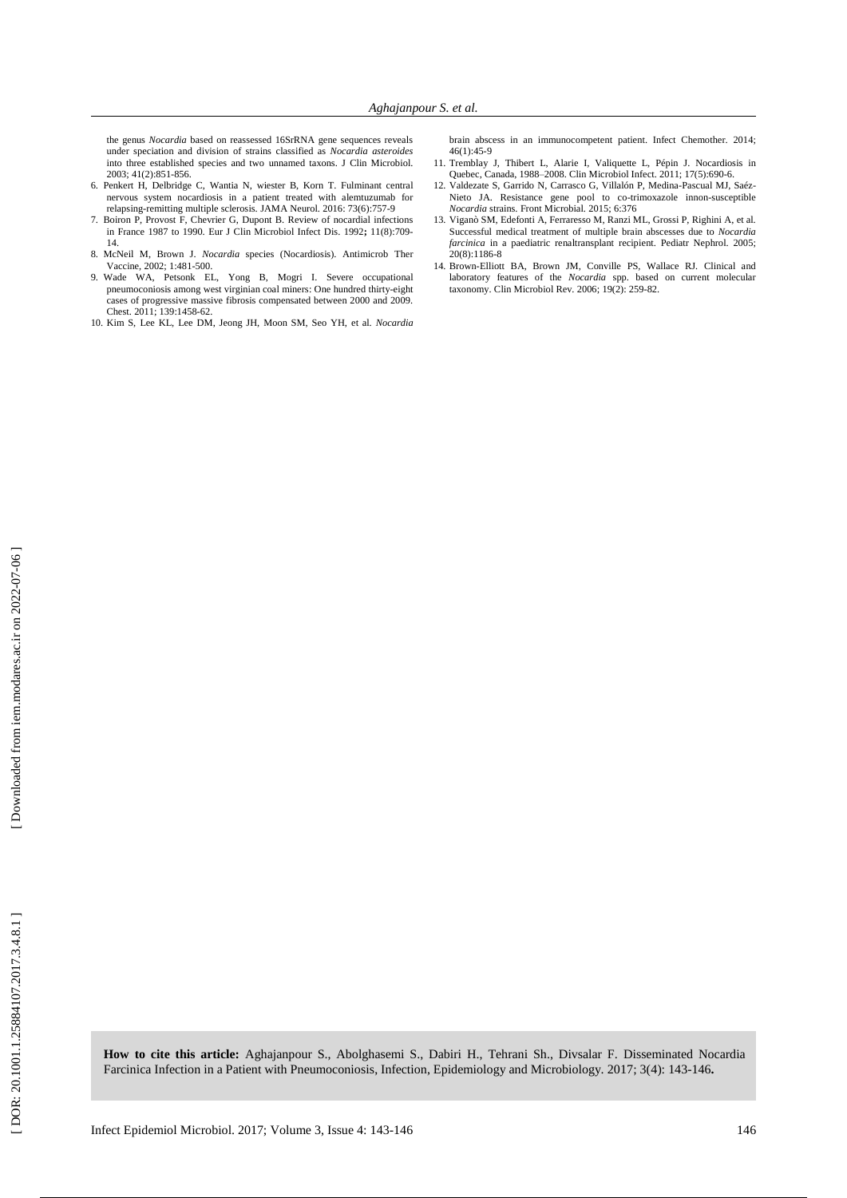the genus *Nocardia* based on reassessed 16SrRNA gene sequences reveals under speciation and division of strains classified as *Nocardia asteroides* into three established species and two unnamed taxons. J Clin Microbiol. 2003; 41(2):851-856.

6. Penkert H, Delbridge C, Wantia N, wiester B, Korn T. Fulminant central nervous system nocardiosis in a patient treated with alemtuzumab for relapsing-remitting multiple sclerosis. JAMA Neurol. 2016: 73(6):757-9
7. Boiron P, Provost F, Chevrier G, Dupont B. Review of nocardial infections in France 1987 to 1990. Eur J Clin Microbiol Infect Dis. 1992**;** 11(8):709-14.
8. McNeil M, Brown J. *Nocardia* species (Nocardiosis). Antimicrob Ther Vaccine, 2002; 1:481-500.
9. Wade WA, Petsonk EL, Yong B, Mogri I. Severe occupational pneumoconiosis among west virginian coal miners: One hundred thirty-eight cases of progressive massive fibrosis compensated between 2000 and 2009. Chest. 2011; 139:1458-62.
10. Kim S, Lee KL, Lee DM, Jeong JH, Moon SM, Seo YH, et al. *Nocardia* brain abscess in an immunocompetent patient. Infect Chemother. 2014; 46(1):45-9
11. Tremblay J, Thibert L, Alarie I, Valiquette L, Pépin J. Nocardiosis in Quebec, Canada, 1988–2008. Clin Microbiol Infect. 2011; 17(5):690-6.
12. Valdezate S, Garrido N, Carrasco G, Villalón P, Medina-Pascual MJ, Saéz-Nieto JA. Resistance gene pool to co-trimoxazole innon-susceptible *Nocardia* strains. Front Microbial. 2015; 6:376
13. Viganò SM, Edefonti A, Ferrarésso M, Ranzi ML, Grossi P, Righini A, et al. Successful medical treatment of multiple brain abscesses due to *Nocardia farcinica* in a paediatric renaltransplant recipient. Pediatr Nephrol. 2005; 20(8):1186-8
14. Brown-Elliott BA, Brown JM, Conville PS, Wallace RJ. Clinical and laboratory features of the *Nocardia* spp. based on current molecular taxonomy. Clin Microbiol Rev. 2006; 19(2): 259-82.

**How to cite this article:** Aghajanpour S., Abolghasemi S., Dabiri H., Tehrani Sh., Divsalar F. Disseminated Nocardia Farcinica Infection in a Patient with Pneumoconiosis, Infection, Epidemiology and Microbiology. 2017; 3(4): 143-146**.**